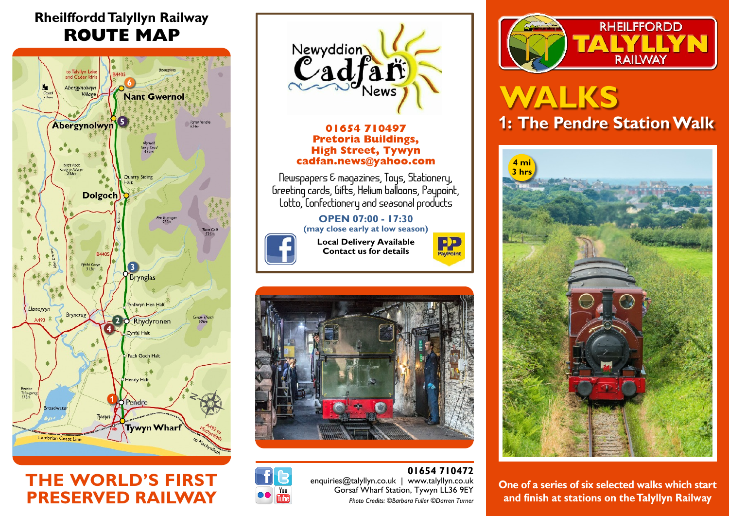# Rheilffordd Talyllyn Railway
## ROUTE MAP

to Talyllyn Lake and Cader Idris

B4405

Brynegiwys

Castell y Bere

Abergynolwyn Village

6 Nant Gwernol

5 Abergynolwyn

Tarrenhendre 634m

Mynydd Tarr y Coed 491m

Bird's Rock Craig yr Aderyn 256m

Quarry Siding Halt

Dolgoch

Afon Fathew

Pen Trum-gwr 512m

Trum Gelli 533m

Afon Dysynni

B4405

Ffridd Cocyn 313m

3 Bryndlas

Tynllwyn Hen Halt

Llanegryn

A493

Bryncrug

2 Rhydyronen

4

Cynfal Halt

Cefn Ffrwd 406m

Fach Goch Halt

Hendy Halt

Beacon Tal-y-garreg 178m

Broadwater

1 Pendre

Tywyn

Tywyn Wharf

Cambrian Coast Line

A493 to Machynlleth

to Machynlleth

# THE WORLD'S FIRST PRESERVED RAILWAY

---

**Newyddion Cadfan News**

**01654 710497**
**Pretoria Buildings,**
**High Street, Tywyn**
**cadfan.news@yahoo.com**

Newspapers & magazines, Toys, Stationery, Greeting cards, Gifts, Helium balloons, Paypoint, Lotto, Confectionery and seasonal products

**OPEN 07:00 - 17:30**
**(may close early at low season)**

**Local Delivery Available**
**Contact us for details**

PayPoint

---

**01654 710472**
enquiries@talyllyn.co.uk | www.talyllyn.co.uk
Gorsaf Wharf Station, Tywyn LL36 9EY

*Photo Credits: ©Barbara Fuller ©Darren Turner*

---

RHEILFFORDD TALYLLYN RAILWAY

# WALKS
## 1: The Pendre Station Walk

4 mi
3 hrs

**One of a series of six selected walks which start and finish at stations on the Talyllyn Railway**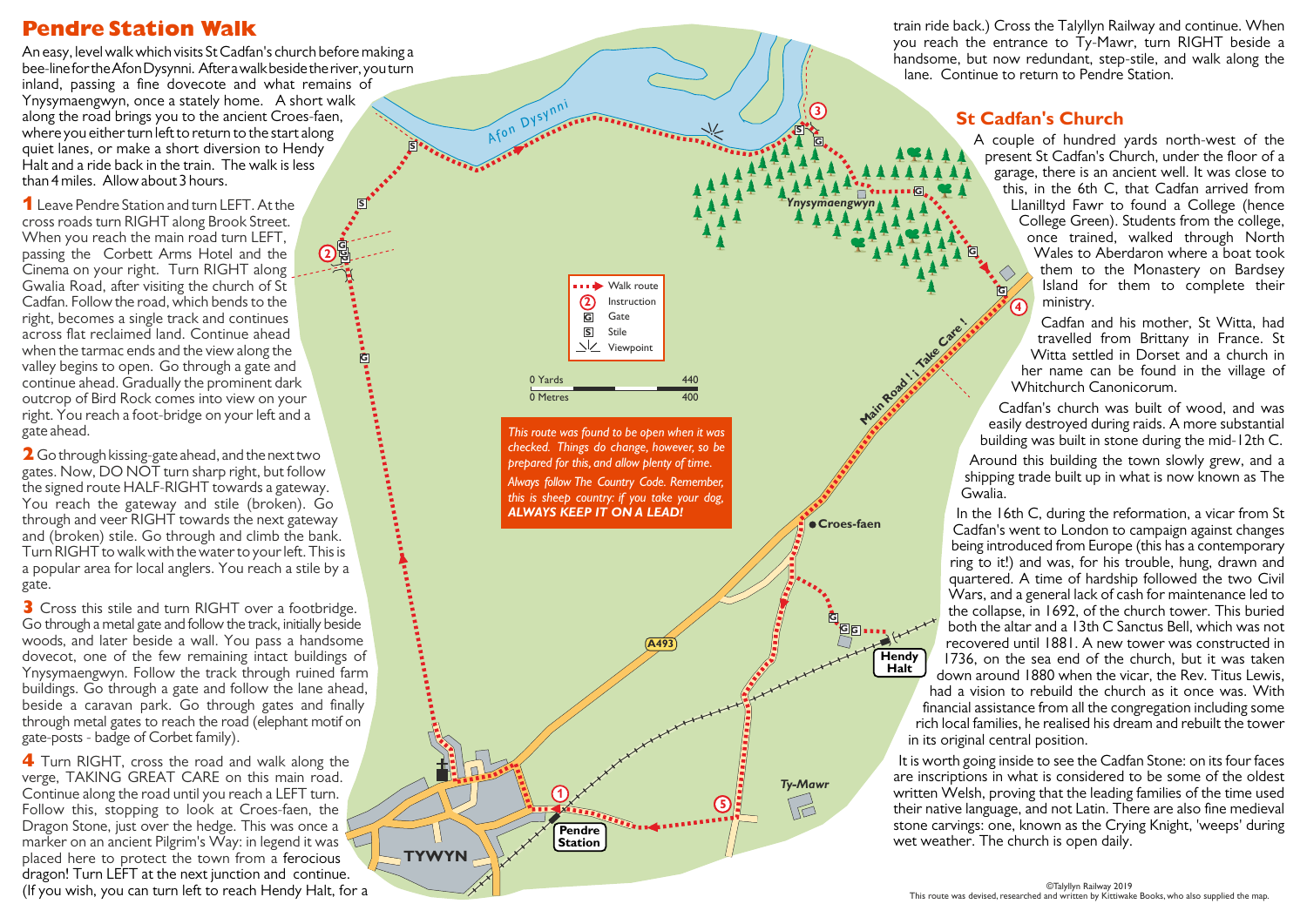# Pendre Station Walk

An easy, level walk which visits St Cadfan's church before making a bee-line for the Afon Dysynni. After a walk beside the river, you turn inland, passing a fine dovecote and what remains of Ynysymaengwyn, once a stately home. A short walk along the road brings you to the ancient Croes-faen, where you either turn left to return to the start along quiet lanes, or make a short diversion to Hendy Halt and a ride back in the train. The walk is less than 4 miles. Allow about 3 hours.

**1** Leave Pendre Station and turn LEFT. At the cross roads turn RIGHT along Brook Street. When you reach the main road turn LEFT, passing the Corbett Arms Hotel and the Cinema on your right. Turn RIGHT along Gwalia Road, after visiting the church of St Cadfan. Follow the road, which bends to the right, becomes a single track and continues across flat reclaimed land. Continue ahead when the tarmac ends and the view along the valley begins to open. Go through a gate and continue ahead. Gradually the prominent dark outcrop of Bird Rock comes into view on your right. You reach a foot-bridge on your left and a gate ahead.

**2** Go through kissing-gate ahead, and the next two gates. Now, DO NOT turn sharp right, but follow the signed route HALF-RIGHT towards a gateway. You reach the gateway and stile (broken). Go through and veer RIGHT towards the next gateway and (broken) stile. Go through and climb the bank. Turn RIGHT to walk with the water to your left. This is a popular area for local anglers. You reach a stile by a gate.

**3** Cross this stile and turn RIGHT over a footbridge. Go through a metal gate and follow the track, initially beside woods, and later beside a wall. You pass a handsome dovecot, one of the few remaining intact buildings of Ynysymaengwyn. Follow the track through ruined farm buildings. Go through a gate and follow the lane ahead, beside a caravan park. Go through gates and finally through metal gates to reach the road (elephant motif on gate-posts - badge of Corbet family).

**4** Turn RIGHT, cross the road and walk along the verge, TAKING GREAT CARE on this main road. Continue along the road until you reach a LEFT turn. Follow this, stopping to look at Croes-faen, the Dragon Stone, just over the hedge. This was once a marker on an ancient Pilgrim's Way: in legend it was placed here to protect the town from a ferocious dragon! Turn LEFT at the next junction and continue. (If you wish, you can turn left to reach Hendy Halt, for a train ride back.) Cross the Talyllyn Railway and continue. When you reach the entrance to Ty-Mawr, turn RIGHT beside a handsome, but now redundant, step-stile, and walk along the lane. Continue to return to Pendre Station.

Walk route
Instruction
Gate
Stile
Viewpoint

0 Yards 440
0 Metres 400

*This route was found to be open when it was checked. Things do change, however, so be prepared for this, and allow plenty of time.*

*Always follow The Country Code. Remember, this is sheep country: if you take your dog,* ***ALWAYS KEEP IT ON A LEAD!***

Afon Dysynni
Ynysymaengwyn
Main Road ! ! Take Care !
Croes-faen
A493
Hendy Halt
Ty-Mawr
Pendre Station
TYWYN

## St Cadfan's Church

A couple of hundred yards north-west of the present St Cadfan's Church, under the floor of a garage, there is an ancient well. It was close to this, in the 6th C, that Cadfan arrived from Llanilltyd Fawr to found a College (hence College Green). Students from the college, once trained, walked through North Wales to Aberdaron where a boat took them to the Monastery on Bardsey Island for them to complete their ministry.

Cadfan and his mother, St Witta, had travelled from Brittany in France. St Witta settled in Dorset and a church in her name can be found in the village of Whitchurch Canonicorum.

Cadfan's church was built of wood, and was easily destroyed during raids. A more substantial building was built in stone during the mid-12th C.

Around this building the town slowly grew, and a shipping trade built up in what is now known as The Gwalia.

In the 16th C, during the reformation, a vicar from St Cadfan's went to London to campaign against changes being introduced from Europe (this has a contemporary ring to it!) and was, for his trouble, hung, drawn and quartered. A time of hardship followed the two Civil Wars, and a general lack of cash for maintenance led to the collapse, in 1692, of the church tower. This buried both the altar and a 13th C Sanctus Bell, which was not recovered until 1881. A new tower was constructed in 1736, on the sea end of the church, but it was taken down around 1880 when the vicar, the Rev. Titus Lewis, had a vision to rebuild the church as it once was. With financial assistance from all the congregation including some rich local families, he realised his dream and rebuilt the tower in its original central position.

It is worth going inside to see the Cadfan Stone: on its four faces are inscriptions in what is considered to be some of the oldest written Welsh, proving that the leading families of the time used their native language, and not Latin. There are also fine medieval stone carvings: one, known as the Crying Knight, 'weeps' during wet weather. The church is open daily.

©Talyllyn Railway 2019
This route was devised, researched and written by Kittiwake Books, who also supplied the map.